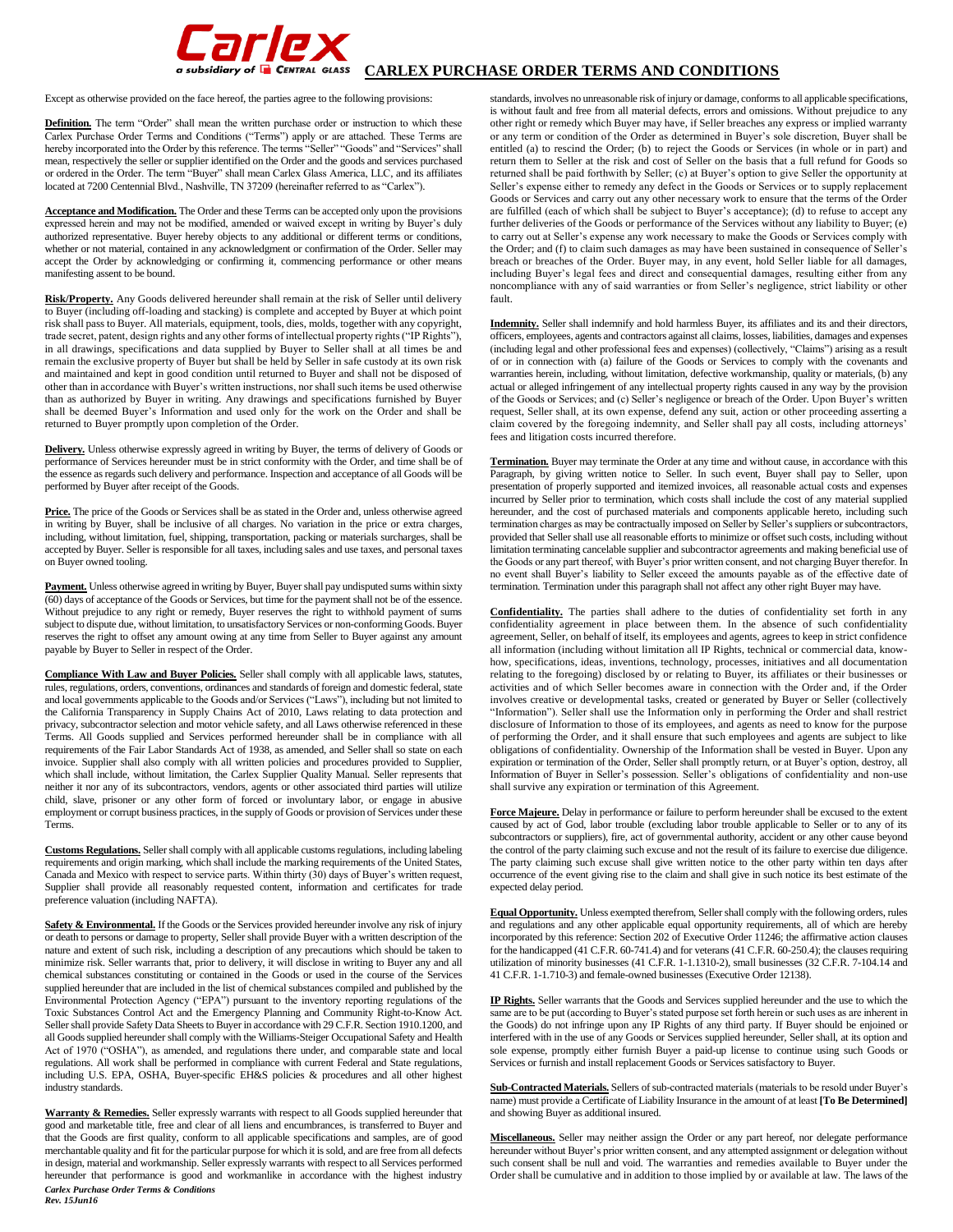# CARLEX PURCHASE ORDER TERMS AND CONDITIONS

Except as otherwise provided on the face hereof, the parties agree to the following provisions:

**Definition.** The term "Order" shall mean the written purchase order or instruction to which these Carlex Purchase Order Terms and Conditions ("Terms") apply or are attached. These Terms are hereby incorporated into the Order by this reference. The terms "Seller" "Goods" and "Services" shall mean, respectively the seller or supplier identified on the Order and the goods and services purchased or ordered in the Order. The term "Buyer" shall mean Carlex Glass America, LLC, and its affiliates located at 7200 Centennial Blvd., Nashville, TN 37209 (hereinafter referred to as "Carlex").

**Acceptance and Modification.** The Order and these Terms can be accepted only upon the provisions expressed herein and may not be modified, amended or waived except in writing by Buyer's duly authorized representative. Buyer hereby objects to any additional or different terms or conditions, whether or not material, contained in any acknowledgment or confirmation of the Order. Seller may accept the Order by acknowledging or confirming it, commencing performance or other means manifesting assent to be bound.

**Risk/Property.** Any Goods delivered hereunder shall remain at the risk of Seller until delivery to Buyer (including off-loading and stacking) is complete and accepted by Buyer at which point risk shall pass to Buyer. All materials, equipment, tools, dies, molds, together with any copyright, trade secret, patent, design rights and any other forms of intellectual property rights ("IP Rights"), in all drawings, specifications and data supplied by Buyer to Seller shall at all times be and remain the exclusive property of Buyer but shall be held by Seller in safe custody at its own risk and maintained and kept in good condition until returned to Buyer and shall not be disposed of other than in accordance with Buyer's written instructions, nor shall such items be used otherwise than as authorized by Buyer in writing. Any drawings and specifications furnished by Buyer shall be deemed Buyer's Information and used only for the work on the Order and shall be returned to Buyer promptly upon completion of the Order.

**Delivery.** Unless otherwise expressly agreed in writing by Buyer, the terms of delivery of Goods or performance of Services hereunder must be in strict conformity with the Order, and time shall be of the essence as regards such delivery and performance. Inspection and acceptance of all Goods will be performed by Buyer after receipt of the Goods.

**Price.** The price of the Goods or Services shall be as stated in the Order and, unless otherwise agreed in writing by Buyer, shall be inclusive of all charges. No variation in the price or extra charges, including, without limitation, fuel, shipping, transportation, packing or materials surcharges, shall be accepted by Buyer. Seller is responsible for all taxes, including sales and use taxes, and personal taxes on Buyer owned tooling.

**Payment.** Unless otherwise agreed in writing by Buyer, Buyer shall pay undisputed sums within sixty (60) days of acceptance of the Goods or Services, but time for the payment shall not be of the essence. Without prejudice to any right or remedy, Buyer reserves the right to withhold payment of sums subject to dispute due, without limitation, to unsatisfactory Services or non-conforming Goods. Buyer reserves the right to offset any amount owing at any time from Seller to Buyer against any amount payable by Buyer to Seller in respect of the Order.

**Compliance With Law and Buyer Policies.** Seller shall comply with all applicable laws, statutes, rules, regulations, orders, conventions, ordinances and standards of foreign and domestic federal, state and local governments applicable to the Goods and/or Services ("Laws"), including but not limited to the California Transparency in Supply Chains Act of 2010, Laws relating to data protection and privacy, subcontractor selection and motor vehicle safety, and all Laws otherwise referenced in these Terms. All Goods supplied and Services performed hereunder shall be in compliance with all requirements of the Fair Labor Standards Act of 1938, as amended, and Seller shall so state on each invoice. Supplier shall also comply with all written policies and procedures provided to Supplier, which shall include, without limitation, the Carlex Supplier Quality Manual. Seller represents that neither it nor any of its subcontractors, vendors, agents or other associated third parties will utilize child, slave, prisoner or any other form of forced or involuntary labor, or engage in abusive employment or corrupt business practices, in the supply of Goods or provision of Services under these Terms.

**Customs Regulations.** Seller shall comply with all applicable customs regulations, including labeling requirements and origin marking, which shall include the marking requirements of the United States, Canada and Mexico with respect to service parts. Within thirty (30) days of Buyer's written request, Supplier shall provide all reasonably requested content, information and certificates for trade preference valuation (including NAFTA).

**Safety & Environmental.** If the Goods or the Services provided hereunder involve any risk of injury or death to persons or damage to property, Seller shall provide Buyer with a written description of the nature and extent of such risk, including a description of any precautions which should be taken to minimize risk. Seller warrants that, prior to delivery, it will disclose in writing to Buyer any and all chemical substances constituting or contained in the Goods or used in the course of the Services supplied hereunder that are included in the list of chemical substances compiled and published by the Environmental Protection Agency ("EPA") pursuant to the inventory reporting regulations of the Toxic Substances Control Act and the Emergency Planning and Community Right-to-Know Act. Seller shall provide Safety Data Sheets to Buyer in accordance with 29 C.F.R. Section 1910.1200, and all Goods supplied hereunder shall comply with the Williams-Steiger Occupational Safety and Health Act of 1970 ("OSHA"), as amended, and regulations there under, and comparable state and local regulations. All work shall be performed in compliance with current Federal and State regulations, including U.S. EPA, OSHA, Buyer-specific EH&S policies & procedures and all other highest industry standards.

**Warranty & Remedies.** Seller expressly warrants with respect to all Goods supplied hereunder that good and marketable title, free and clear of all liens and encumbrances, is transferred to Buyer and that the Goods are first quality, conform to all applicable specifications and samples, are of good merchantable quality and fit for the particular purpose for which it is sold, and are free from all defects in design, material and workmanship. Seller expressly warrants with respect to all Services performed hereunder that performance is good and workmanlike in accordance with the highest industry standards, involves no unreasonable risk of injury or damage, conforms to all applicable specifications, is without fault and free from all material defects, errors and omissions. Without prejudice to any other right or remedy which Buyer may have, if Seller breaches any express or implied warranty or any term or condition of the Order as determined in Buyer's sole discretion, Buyer shall be entitled (a) to rescind the Order; (b) to reject the Goods or Services (in whole or in part) and return them to Seller at the risk and cost of Seller on the basis that a full refund for Goods so returned shall be paid forthwith by Seller; (c) at Buyer's option to give Seller the opportunity at Seller's expense either to remedy any defect in the Goods or Services or to supply replacement Goods or Services and carry out any other necessary work to ensure that the terms of the Order are fulfilled (each of which shall be subject to Buyer's acceptance); (d) to refuse to accept any further deliveries of the Goods or performance of the Services without any liability to Buyer; (e) to carry out at Seller's expense any work necessary to make the Goods or Services comply with the Order; and (f) to claim such damages as may have been sustained in consequence of Seller's breach or breaches of the Order. Buyer may, in any event, hold Seller liable for all damages, including Buyer's legal fees and direct and consequential damages, resulting either from any noncompliance with any of said warranties or from Seller's negligence, strict liability or other fault.

**Indemnity.** Seller shall indemnify and hold harmless Buyer, its affiliates and its and their directors, officers, employees, agents and contractors against all claims, losses, liabilities, damages and expenses (including legal and other professional fees and expenses) (collectively, "Claims") arising as a result of or in connection with (a) failure of the Goods or Services to comply with the covenants and warranties herein, including, without limitation, defective workmanship, quality or materials, (b) any actual or alleged infringement of any intellectual property rights caused in any way by the provision of the Goods or Services; and (c) Seller's negligence or breach of the Order. Upon Buyer's written request, Seller shall, at its own expense, defend any suit, action or other proceeding asserting a claim covered by the foregoing indemnity, and Seller shall pay all costs, including attorneys' fees and litigation costs incurred therefore.

**Termination.** Buyer may terminate the Order at any time and without cause, in accordance with this Paragraph, by giving written notice to Seller. In such event, Buyer shall pay to Seller, upon presentation of properly supported and itemized invoices, all reasonable actual costs and expenses incurred by Seller prior to termination, which costs shall include the cost of any material supplied hereunder, and the cost of purchased materials and components applicable hereto, including such termination charges as may be contractually imposed on Seller by Seller's suppliers or subcontractors, provided that Seller shall use all reasonable efforts to minimize or offset such costs, including without limitation terminating cancelable supplier and subcontractor agreements and making beneficial use of the Goods or any part thereof, with Buyer's prior written consent, and not charging Buyer therefor. In no event shall Buyer's liability to Seller exceed the amounts payable as of the effective date of termination. Termination under this paragraph shall not affect any other right Buyer may have.

**Confidentiality.** The parties shall adhere to the duties of confidentiality set forth in any confidentiality agreement in place between them. In the absence of such confidentiality agreement, Seller, on behalf of itself, its employees and agents, agrees to keep in strict confidence all information (including without limitation all IP Rights, technical or commercial data, know-how, specifications, ideas, inventions, technology, processes, initiatives and all documentation relating to the foregoing) disclosed by or relating to Buyer, its affiliates or their businesses or activities and of which Seller becomes aware in connection with the Order and, if the Order involves creative or developmental tasks, created or generated by Buyer or Seller (collectively "Information"). Seller shall use the Information only in performing the Order and shall restrict disclosure of Information to those of its employees, and agents as need to know for the purpose of performing the Order, and it shall ensure that such employees and agents are subject to like obligations of confidentiality. Ownership of the Information shall be vested in Buyer. Upon any expiration or termination of the Order, Seller shall promptly return, or at Buyer's option, destroy, all Information of Buyer in Seller's possession. Seller's obligations of confidentiality and non-use shall survive any expiration or termination of this Agreement.

**Force Majeure.** Delay in performance or failure to perform hereunder shall be excused to the extent caused by act of God, labor trouble (excluding labor trouble applicable to Seller or to any of its subcontractors or suppliers), fire, act of governmental authority, accident or any other cause beyond the control of the party claiming such excuse and not the result of its failure to exercise due diligence. The party claiming such excuse shall give written notice to the other party within ten days after occurrence of the event giving rise to the claim and shall give in such notice its best estimate of the expected delay period.

**Equal Opportunity.** Unless exempted therefrom, Seller shall comply with the following orders, rules and regulations and any other applicable equal opportunity requirements, all of which are hereby incorporated by this reference: Section 202 of Executive Order 11246; the affirmative action clauses for the handicapped (41 C.F.R. 60-741.4) and for veterans (41 C.F.R. 60-250.4); the clauses requiring utilization of minority businesses (41 C.F.R. 1-1.1310-2), small businesses (32 C.F.R. 7-104.14 and 41 C.F.R. 1-1.710-3) and female-owned businesses (Executive Order 12138).

**IP Rights.** Seller warrants that the Goods and Services supplied hereunder and the use to which the same are to be put (according to Buyer's stated purpose set forth herein or such uses as are inherent in the Goods) do not infringe upon any IP Rights of any third party. If Buyer should be enjoined or interfered with in the use of any Goods or Services supplied hereunder, Seller shall, at its option and sole expense, promptly either furnish Buyer a paid-up license to continue using such Goods or Services or furnish and install replacement Goods or Services satisfactory to Buyer.

**Sub-Contracted Materials.** Sellers of sub-contracted materials (materials to be resold under Buyer's name) must provide a Certificate of Liability Insurance in the amount of at least **[To Be Determined]** and showing Buyer as additional insured.

**Miscellaneous.** Seller may neither assign the Order or any part hereof, nor delegate performance hereunder without Buyer's prior written consent, and any attempted assignment or delegation without such consent shall be null and void. The warranties and remedies available to Buyer under the Order shall be cumulative and in addition to those implied by or available at law. The laws of the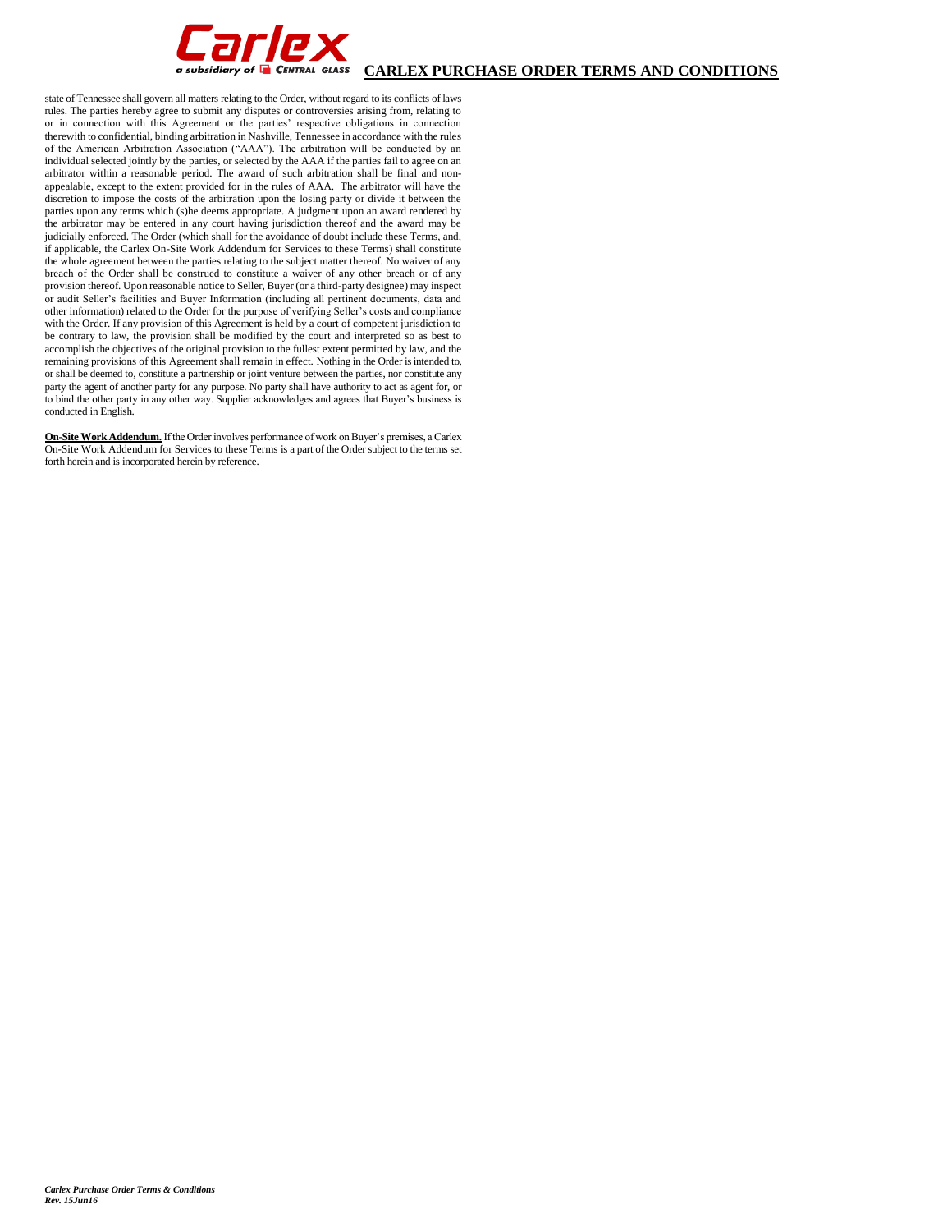state of Tennessee shall govern all matters relating to the Order, without regard to its conflicts of laws rules. The parties hereby agree to submit any disputes or controversies arising from, relating to or in connection with this Agreement or the parties' respective obligations in connection therewith to confidential, binding arbitration in Nashville, Tennessee in accordance with the rules of the American Arbitration Association ("AAA"). The arbitration will be conducted by an individual selected jointly by the parties, or selected by the AAA if the parties fail to agree on an arbitrator within a reasonable period. The award of such arbitration shall be final and non-appealable, except to the extent provided for in the rules of AAA. The arbitrator will have the discretion to impose the costs of the arbitration upon the losing party or divide it between the parties upon any terms which (s)he deems appropriate. A judgment upon an award rendered by the arbitrator may be entered in any court having jurisdiction thereof and the award may be judicially enforced. The Order (which shall for the avoidance of doubt include these Terms, and, if applicable, the Carlex On-Site Work Addendum for Services to these Terms) shall constitute the whole agreement between the parties relating to the subject matter thereof. No waiver of any breach of the Order shall be construed to constitute a waiver of any other breach or of any provision thereof. Upon reasonable notice to Seller, Buyer (or a third-party designee) may inspect or audit Seller's facilities and Buyer Information (including all pertinent documents, data and other information) related to the Order for the purpose of verifying Seller's costs and compliance with the Order. If any provision of this Agreement is held by a court of competent jurisdiction to be contrary to law, the provision shall be modified by the court and interpreted so as best to accomplish the objectives of the original provision to the fullest extent permitted by law, and the remaining provisions of this Agreement shall remain in effect. Nothing in the Order is intended to, or shall be deemed to, constitute a partnership or joint venture between the parties, nor constitute any party the agent of another party for any purpose. No party shall have authority to act as agent for, or to bind the other party in any other way. Supplier acknowledges and agrees that Buyer's business is conducted in English.

**On-Site Work Addendum.** If the Order involves performance of work on Buyer's premises, a Carlex On-Site Work Addendum for Services to these Terms is a part of the Order subject to the terms set forth herein and is incorporated herein by reference.